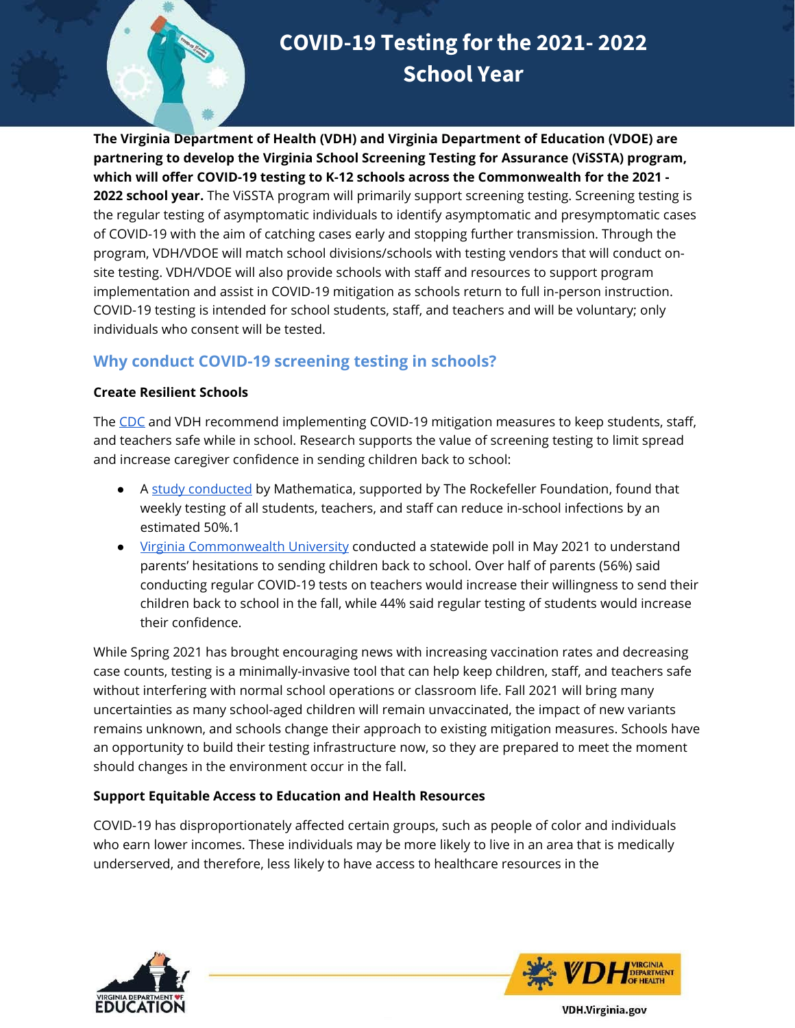# COVID-19 Testing for the 2021- 2022 School Year

**The Virginia Department of Health (VDH) and Virginia Department of Education (VDOE) are partnering to develop the Virginia School Screening Testing for Assurance (ViSSTA) program, which will offer COVID-19 testing to K-12 schools across the Commonwealth for the 2021 - 2022 school year.** The ViSSTA program will primarily support screening testing. Screening testing is the regular testing of asymptomatic individuals to identify asymptomatic and presymptomatic cases of COVID-19 with the aim of catching cases early and stopping further transmission. Through the program, VDH/VDOE will match school divisions/schools with testing vendors that will conduct on-site testing. VDH/VDOE will also provide schools with staff and resources to support program implementation and assist in COVID-19 mitigation as schools return to full in-person instruction. COVID-19 testing is intended for school students, staff, and teachers and will be voluntary; only individuals who consent will be tested.

## Why conduct COVID-19 screening testing in schools?

### Create Resilient Schools

The CDC and VDH recommend implementing COVID-19 mitigation measures to keep students, staff, and teachers safe while in school. Research supports the value of screening testing to limit spread and increase caregiver confidence in sending children back to school:

- A study conducted by Mathematica, supported by The Rockefeller Foundation, found that weekly testing of all students, teachers, and staff can reduce in-school infections by an estimated 50%.[1]
- Virginia Commonwealth University conducted a statewide poll in May 2021 to understand parents' hesitations to sending children back to school. Over half of parents (56%) said conducting regular COVID-19 tests on teachers would increase their willingness to send their children back to school in the fall, while 44% said regular testing of students would increase their confidence.

While Spring 2021 has brought encouraging news with increasing vaccination rates and decreasing case counts, testing is a minimally-invasive tool that can help keep children, staff, and teachers safe without interfering with normal school operations or classroom life. Fall 2021 will bring many uncertainties as many school-aged children will remain unvaccinated, the impact of new variants remains unknown, and schools change their approach to existing mitigation measures. Schools have an opportunity to build their testing infrastructure now, so they are prepared to meet the moment should changes in the environment occur in the fall.

### Support Equitable Access to Education and Health Resources

COVID-19 has disproportionately affected certain groups, such as people of color and individuals who earn lower incomes. These individuals may be more likely to live in an area that is medically underserved, and therefore, less likely to have access to healthcare resources in the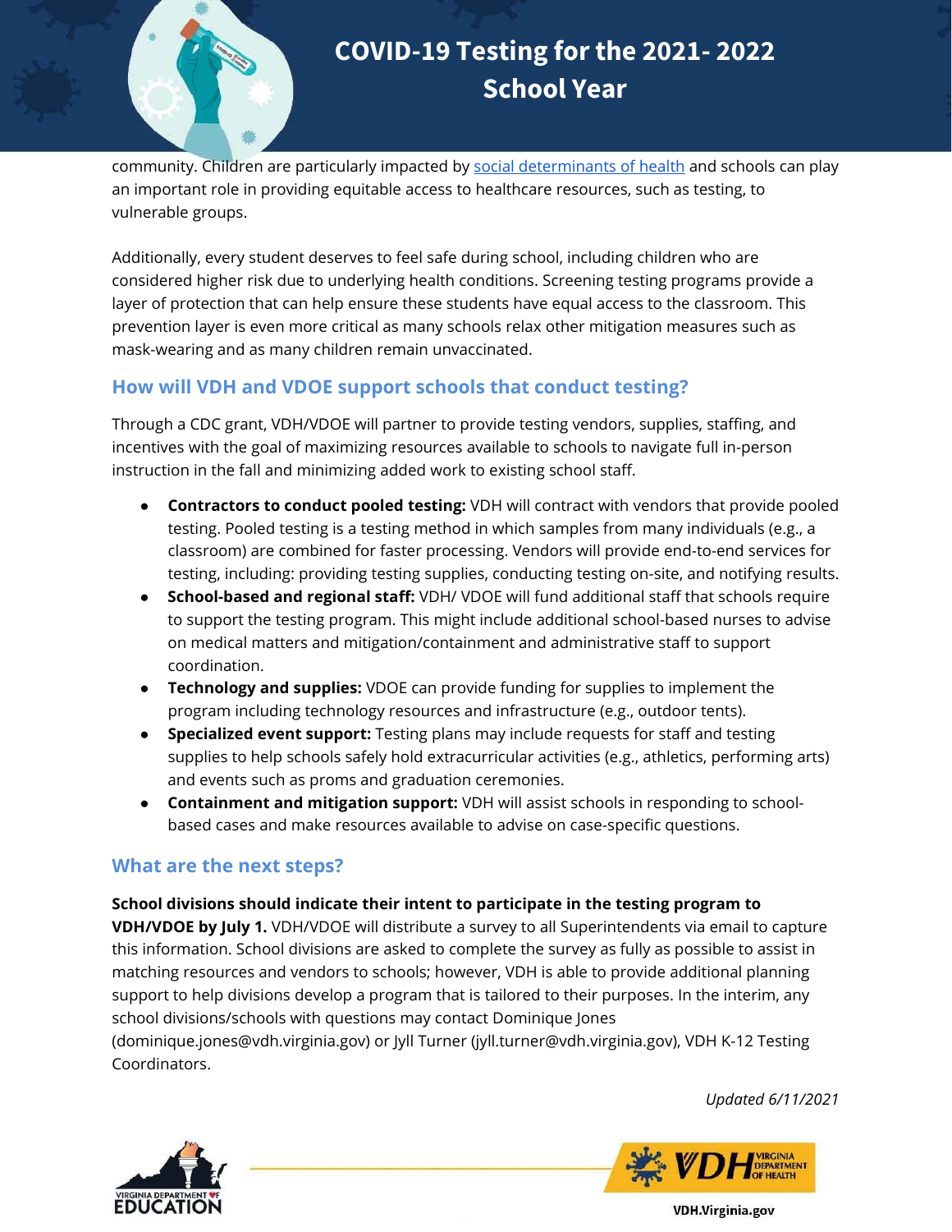community. Children are particularly impacted by social determinants of health and schools can play an important role in providing equitable access to healthcare resources, such as testing, to vulnerable groups.

Additionally, every student deserves to feel safe during school, including children who are considered higher risk due to underlying health conditions. Screening testing programs provide a layer of protection that can help ensure these students have equal access to the classroom. This prevention layer is even more critical as many schools relax other mitigation measures such as mask-wearing and as many children remain unvaccinated.

## How will VDH and VDOE support schools that conduct testing?

Through a CDC grant, VDH/VDOE will partner to provide testing vendors, supplies, staffing, and incentives with the goal of maximizing resources available to schools to navigate full in-person instruction in the fall and minimizing added work to existing school staff.

- **Contractors to conduct pooled testing:** VDH will contract with vendors that provide pooled testing. Pooled testing is a testing method in which samples from many individuals (e.g., a classroom) are combined for faster processing. Vendors will provide end-to-end services for testing, including: providing testing supplies, conducting testing on-site, and notifying results.
- **School-based and regional staff:** VDH/ VDOE will fund additional staff that schools require to support the testing program. This might include additional school-based nurses to advise on medical matters and mitigation/containment and administrative staff to support coordination.
- **Technology and supplies:** VDOE can provide funding for supplies to implement the program including technology resources and infrastructure (e.g., outdoor tents).
- **Specialized event support:** Testing plans may include requests for staff and testing supplies to help schools safely hold extracurricular activities (e.g., athletics, performing arts) and events such as proms and graduation ceremonies.
- **Containment and mitigation support:** VDH will assist schools in responding to school-based cases and make resources available to advise on case-specific questions.

## What are the next steps?

**School divisions should indicate their intent to participate in the testing program to VDH/VDOE by July 1.** VDH/VDOE will distribute a survey to all Superintendents via email to capture this information. School divisions are asked to complete the survey as fully as possible to assist in matching resources and vendors to schools; however, VDH is able to provide additional planning support to help divisions develop a program that is tailored to their purposes. In the interim, any school divisions/schools with questions may contact Dominique Jones (dominique.jones@vdh.virginia.gov) or Jyll Turner (jyll.turner@vdh.virginia.gov), VDH K-12 Testing Coordinators.

*Updated 6/11/2021*